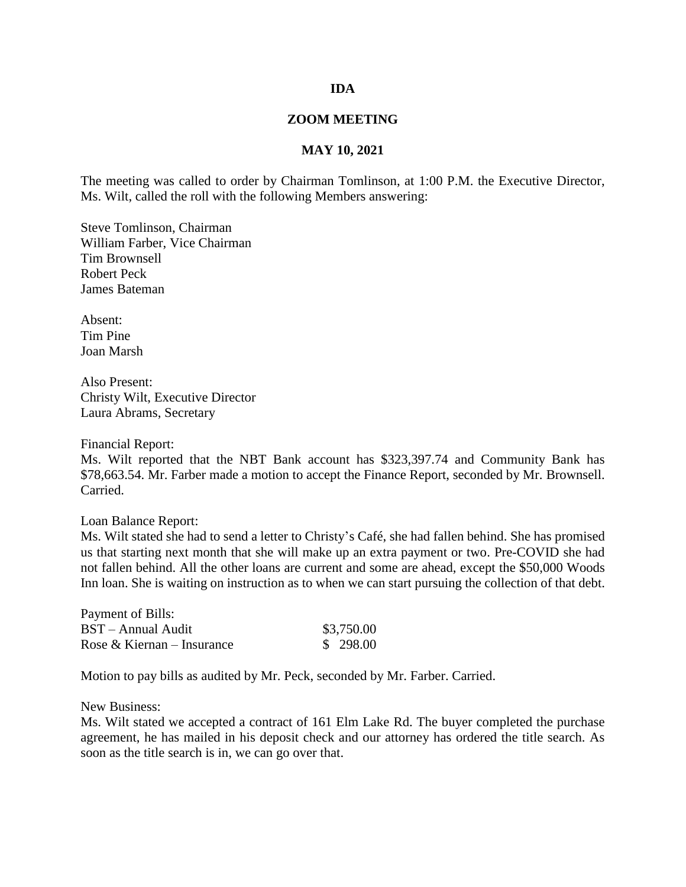**IDA**

**ZOOM MEETING**

**MAY 10, 2021**

The meeting was called to order by Chairman Tomlinson, at 1:00 P.M. the Executive Director, Ms. Wilt, called the roll with the following Members answering:

Steve Tomlinson, Chairman
William Farber, Vice Chairman
Tim Brownsell
Robert Peck
James Bateman

Absent:
Tim Pine
Joan Marsh

Also Present:
Christy Wilt, Executive Director
Laura Abrams, Secretary

Financial Report:
Ms. Wilt reported that the NBT Bank account has $323,397.74 and Community Bank has $78,663.54. Mr. Farber made a motion to accept the Finance Report, seconded by Mr. Brownsell. Carried.

Loan Balance Report:
Ms. Wilt stated she had to send a letter to Christy's Café, she had fallen behind. She has promised us that starting next month that she will make up an extra payment or two. Pre-COVID she had not fallen behind. All the other loans are current and some are ahead, except the $50,000 Woods Inn loan. She is waiting on instruction as to when we can start pursuing the collection of that debt.

Payment of Bills:

| | |
|---|---|
| BST – Annual Audit | $3,750.00 |
| Rose & Kiernan – Insurance | $ 298.00 |

Motion to pay bills as audited by Mr. Peck, seconded by Mr. Farber. Carried.

New Business:
Ms. Wilt stated we accepted a contract of 161 Elm Lake Rd. The buyer completed the purchase agreement, he has mailed in his deposit check and our attorney has ordered the title search. As soon as the title search is in, we can go over that.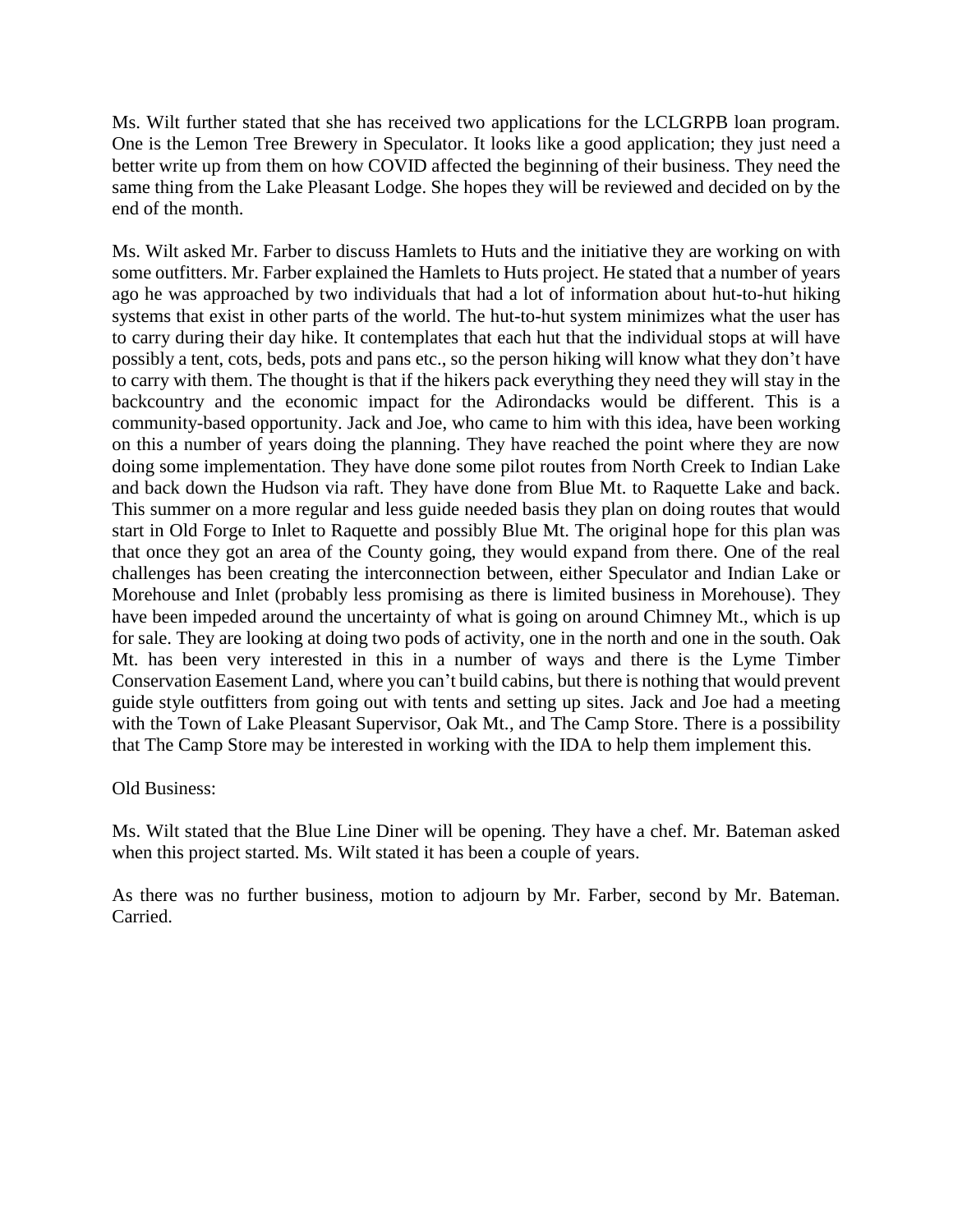Ms. Wilt further stated that she has received two applications for the LCLGRPB loan program. One is the Lemon Tree Brewery in Speculator. It looks like a good application; they just need a better write up from them on how COVID affected the beginning of their business. They need the same thing from the Lake Pleasant Lodge. She hopes they will be reviewed and decided on by the end of the month.

Ms. Wilt asked Mr. Farber to discuss Hamlets to Huts and the initiative they are working on with some outfitters. Mr. Farber explained the Hamlets to Huts project. He stated that a number of years ago he was approached by two individuals that had a lot of information about hut-to-hut hiking systems that exist in other parts of the world. The hut-to-hut system minimizes what the user has to carry during their day hike. It contemplates that each hut that the individual stops at will have possibly a tent, cots, beds, pots and pans etc., so the person hiking will know what they don't have to carry with them. The thought is that if the hikers pack everything they need they will stay in the backcountry and the economic impact for the Adirondacks would be different. This is a community-based opportunity. Jack and Joe, who came to him with this idea, have been working on this a number of years doing the planning. They have reached the point where they are now doing some implementation. They have done some pilot routes from North Creek to Indian Lake and back down the Hudson via raft. They have done from Blue Mt. to Raquette Lake and back. This summer on a more regular and less guide needed basis they plan on doing routes that would start in Old Forge to Inlet to Raquette and possibly Blue Mt. The original hope for this plan was that once they got an area of the County going, they would expand from there. One of the real challenges has been creating the interconnection between, either Speculator and Indian Lake or Morehouse and Inlet (probably less promising as there is limited business in Morehouse). They have been impeded around the uncertainty of what is going on around Chimney Mt., which is up for sale. They are looking at doing two pods of activity, one in the north and one in the south. Oak Mt. has been very interested in this in a number of ways and there is the Lyme Timber Conservation Easement Land, where you can't build cabins, but there is nothing that would prevent guide style outfitters from going out with tents and setting up sites. Jack and Joe had a meeting with the Town of Lake Pleasant Supervisor, Oak Mt., and The Camp Store. There is a possibility that The Camp Store may be interested in working with the IDA to help them implement this.

Old Business:

Ms. Wilt stated that the Blue Line Diner will be opening. They have a chef. Mr. Bateman asked when this project started. Ms. Wilt stated it has been a couple of years.

As there was no further business, motion to adjourn by Mr. Farber, second by Mr. Bateman. Carried.